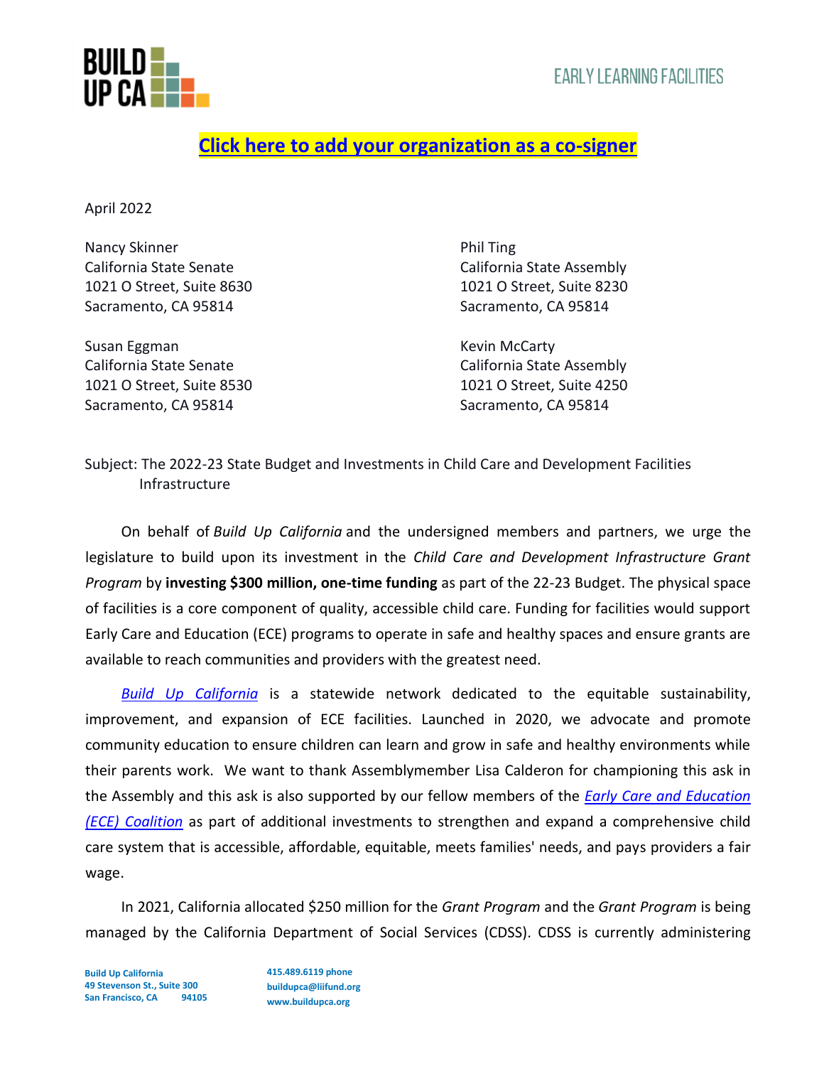**Click here to add your organization as a co-signer**

April 2022

Nancy Skinner
California State Senate
1021 O Street, Suite 8630
Sacramento, CA 95814

Susan Eggman
California State Senate
1021 O Street, Suite 8530
Sacramento, CA 95814

Phil Ting
California State Assembly
1021 O Street, Suite 8230
Sacramento, CA 95814

Kevin McCarty
California State Assembly
1021 O Street, Suite 4250
Sacramento, CA 95814

Subject: The 2022-23 State Budget and Investments in Child Care and Development Facilities Infrastructure

On behalf of *Build Up California* and the undersigned members and partners, we urge the legislature to build upon its investment in the *Child Care and Development Infrastructure Grant Program* by **investing $300 million, one-time funding** as part of the 22-23 Budget. The physical space of facilities is a core component of quality, accessible child care. Funding for facilities would support Early Care and Education (ECE) programs to operate in safe and healthy spaces and ensure grants are available to reach communities and providers with the greatest need.

*Build Up California* is a statewide network dedicated to the equitable sustainability, improvement, and expansion of ECE facilities. Launched in 2020, we advocate and promote community education to ensure children can learn and grow in safe and healthy environments while their parents work. We want to thank Assemblymember Lisa Calderon for championing this ask in the Assembly and this ask is also supported by our fellow members of the *Early Care and Education (ECE) Coalition* as part of additional investments to strengthen and expand a comprehensive child care system that is accessible, affordable, equitable, meets families' needs, and pays providers a fair wage.

In 2021, California allocated $250 million for the *Grant Program* and the *Grant Program* is being managed by the California Department of Social Services (CDSS). CDSS is currently administering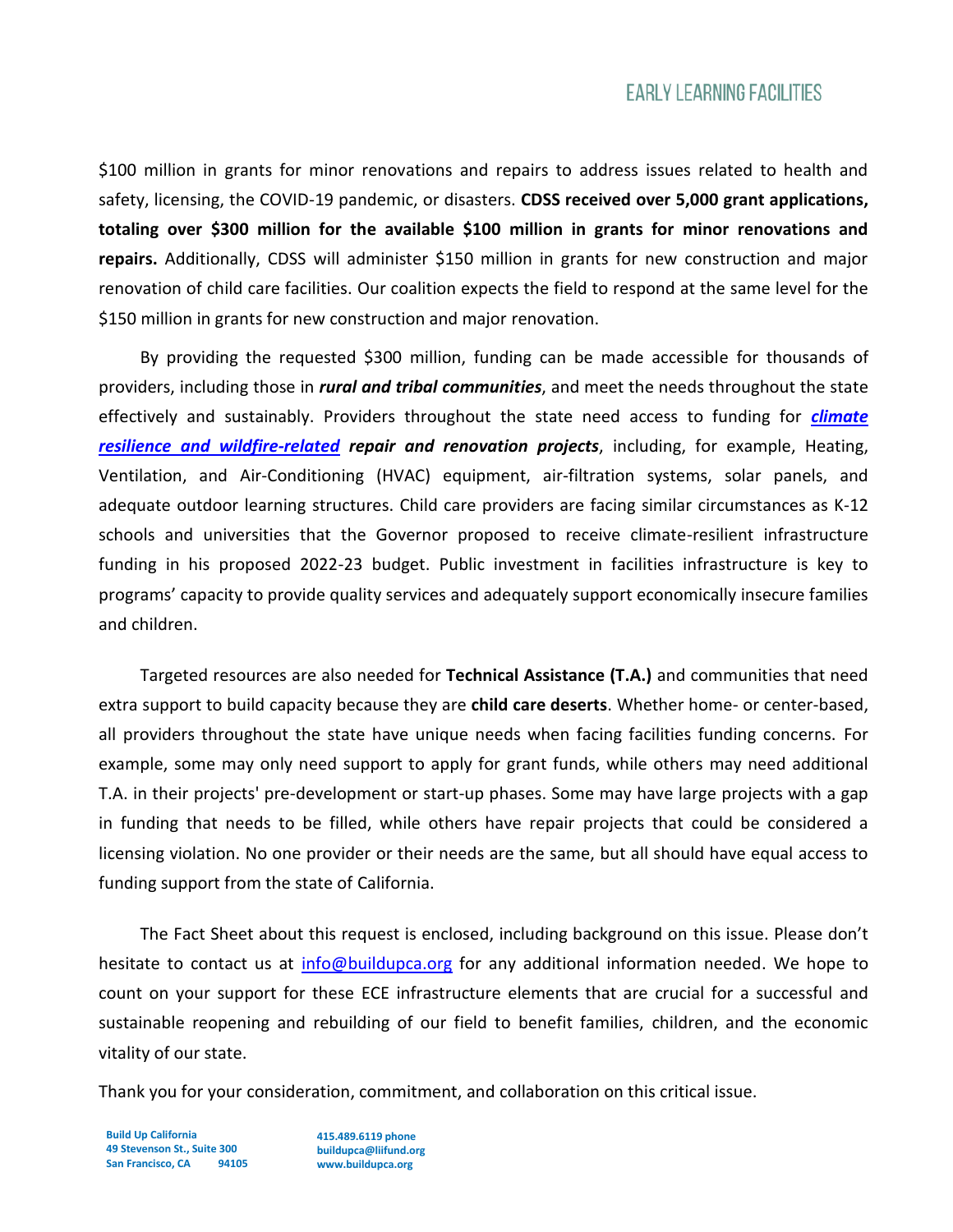$100 million in grants for minor renovations and repairs to address issues related to health and safety, licensing, the COVID-19 pandemic, or disasters. **CDSS received over 5,000 grant applications, totaling over $300 million for the available $100 million in grants for minor renovations and repairs.** Additionally, CDSS will administer $150 million in grants for new construction and major renovation of child care facilities. Our coalition expects the field to respond at the same level for the $150 million in grants for new construction and major renovation.

By providing the requested $300 million, funding can be made accessible for thousands of providers, including those in ***rural and tribal communities***, and meet the needs throughout the state effectively and sustainably. Providers throughout the state need access to funding for ***climate resilience and wildfire-related repair and renovation projects***, including, for example, Heating, Ventilation, and Air-Conditioning (HVAC) equipment, air-filtration systems, solar panels, and adequate outdoor learning structures. Child care providers are facing similar circumstances as K-12 schools and universities that the Governor proposed to receive climate-resilient infrastructure funding in his proposed 2022-23 budget. Public investment in facilities infrastructure is key to programs' capacity to provide quality services and adequately support economically insecure families and children.

Targeted resources are also needed for **Technical Assistance (T.A.)** and communities that need extra support to build capacity because they are **child care deserts**. Whether home- or center-based, all providers throughout the state have unique needs when facing facilities funding concerns. For example, some may only need support to apply for grant funds, while others may need additional T.A. in their projects' pre-development or start-up phases. Some may have large projects with a gap in funding that needs to be filled, while others have repair projects that could be considered a licensing violation. No one provider or their needs are the same, but all should have equal access to funding support from the state of California.

The Fact Sheet about this request is enclosed, including background on this issue. Please don't hesitate to contact us at info@buildupca.org for any additional information needed. We hope to count on your support for these ECE infrastructure elements that are crucial for a successful and sustainable reopening and rebuilding of our field to benefit families, children, and the economic vitality of our state.

Thank you for your consideration, commitment, and collaboration on this critical issue.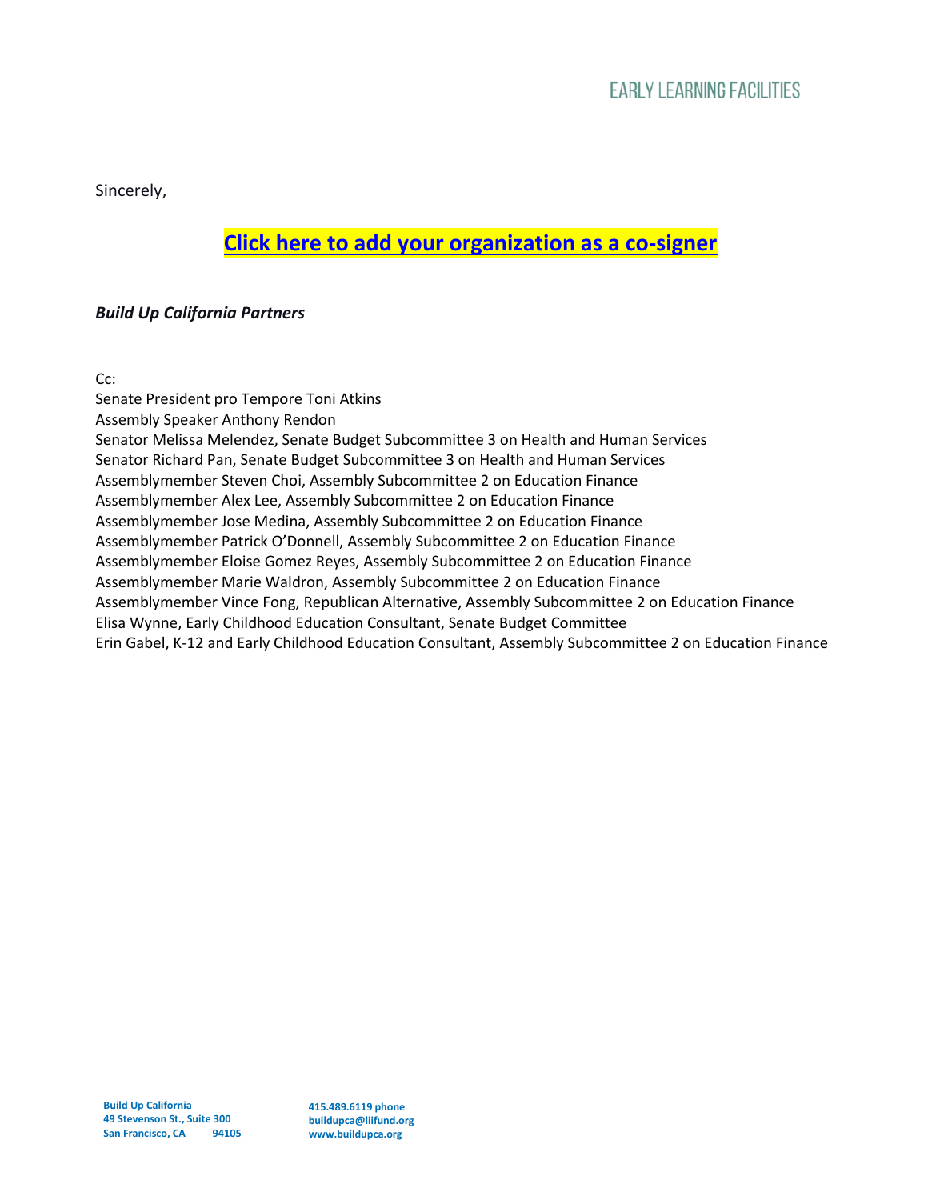Sincerely,

**Click here to add your organization as a co-signer**

***Build Up California Partners***

Cc:
Senate President pro Tempore Toni Atkins
Assembly Speaker Anthony Rendon
Senator Melissa Melendez, Senate Budget Subcommittee 3 on Health and Human Services
Senator Richard Pan, Senate Budget Subcommittee 3 on Health and Human Services
Assemblymember Steven Choi, Assembly Subcommittee 2 on Education Finance
Assemblymember Alex Lee, Assembly Subcommittee 2 on Education Finance
Assemblymember Jose Medina, Assembly Subcommittee 2 on Education Finance
Assemblymember Patrick O'Donnell, Assembly Subcommittee 2 on Education Finance
Assemblymember Eloise Gomez Reyes, Assembly Subcommittee 2 on Education Finance
Assemblymember Marie Waldron, Assembly Subcommittee 2 on Education Finance
Assemblymember Vince Fong, Republican Alternative, Assembly Subcommittee 2 on Education Finance
Elisa Wynne, Early Childhood Education Consultant, Senate Budget Committee
Erin Gabel, K-12 and Early Childhood Education Consultant, Assembly Subcommittee 2 on Education Finance